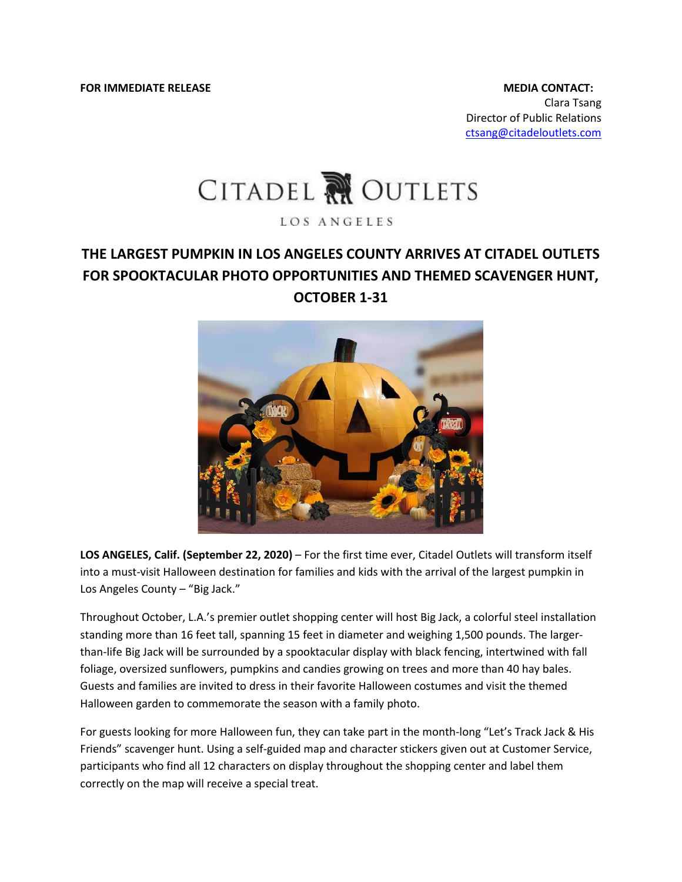**FOR IMMEDIATE RELEASE**

**MEDIA CONTACT:**
Clara Tsang
Director of Public Relations
ctsang@citadeloutlets.com

CITADEL OUTLETS
LOS ANGELES

# THE LARGEST PUMPKIN IN LOS ANGELES COUNTY ARRIVES AT CITADEL OUTLETS FOR SPOOKTACULAR PHOTO OPPORTUNITIES AND THEMED SCAVENGER HUNT, OCTOBER 1-31

**LOS ANGELES, Calif. (September 22, 2020)** – For the first time ever, Citadel Outlets will transform itself into a must-visit Halloween destination for families and kids with the arrival of the largest pumpkin in Los Angeles County – "Big Jack."

Throughout October, L.A.'s premier outlet shopping center will host Big Jack, a colorful steel installation standing more than 16 feet tall, spanning 15 feet in diameter and weighing 1,500 pounds. The larger-than-life Big Jack will be surrounded by a spooktacular display with black fencing, intertwined with fall foliage, oversized sunflowers, pumpkins and candies growing on trees and more than 40 hay bales. Guests and families are invited to dress in their favorite Halloween costumes and visit the themed Halloween garden to commemorate the season with a family photo.

For guests looking for more Halloween fun, they can take part in the month-long "Let's Track Jack & His Friends" scavenger hunt. Using a self-guided map and character stickers given out at Customer Service, participants who find all 12 characters on display throughout the shopping center and label them correctly on the map will receive a special treat.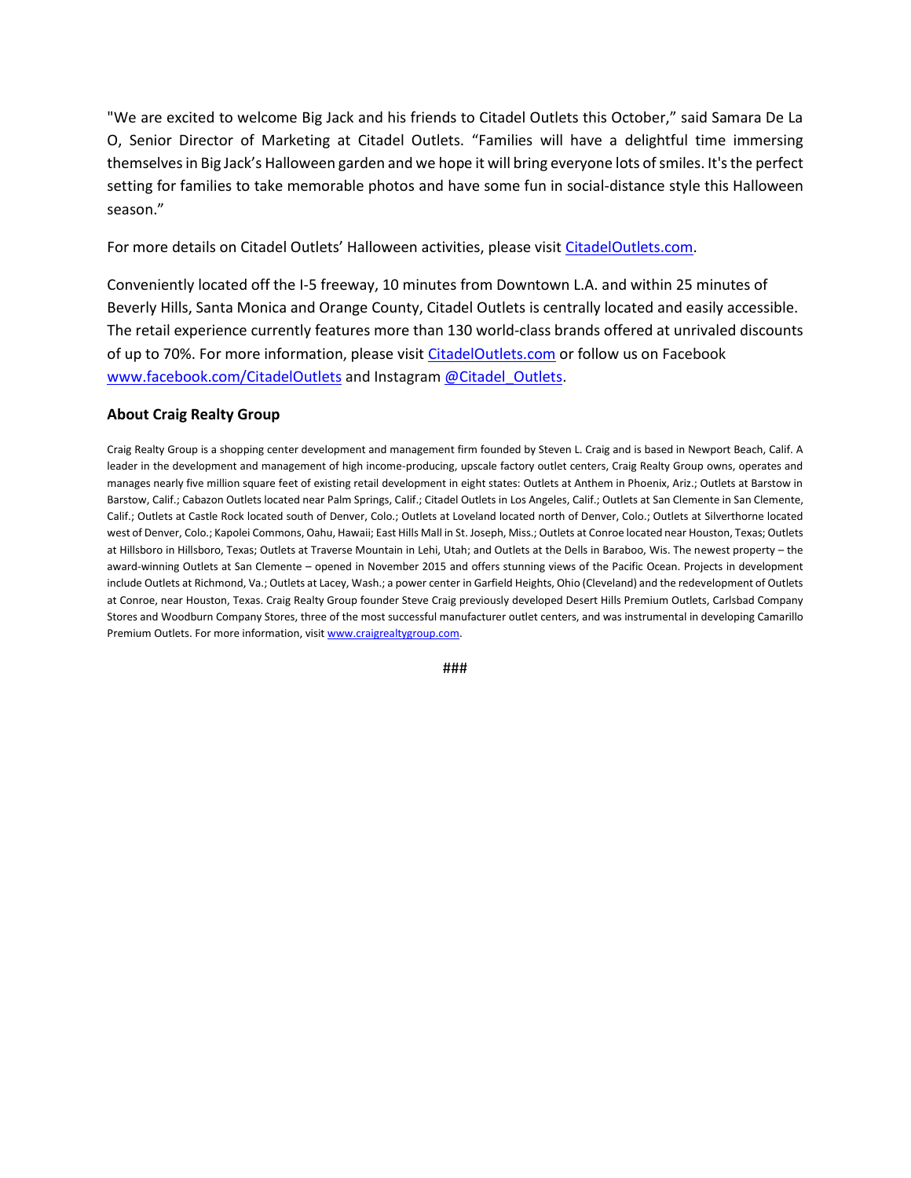"We are excited to welcome Big Jack and his friends to Citadel Outlets this October," said Samara De La O, Senior Director of Marketing at Citadel Outlets. "Families will have a delightful time immersing themselves in Big Jack's Halloween garden and we hope it will bring everyone lots of smiles. It's the perfect setting for families to take memorable photos and have some fun in social-distance style this Halloween season."

For more details on Citadel Outlets' Halloween activities, please visit CitadelOutlets.com.

Conveniently located off the I-5 freeway, 10 minutes from Downtown L.A. and within 25 minutes of Beverly Hills, Santa Monica and Orange County, Citadel Outlets is centrally located and easily accessible. The retail experience currently features more than 130 world-class brands offered at unrivaled discounts of up to 70%. For more information, please visit CitadelOutlets.com or follow us on Facebook www.facebook.com/CitadelOutlets and Instagram @Citadel_Outlets.

### About Craig Realty Group

Craig Realty Group is a shopping center development and management firm founded by Steven L. Craig and is based in Newport Beach, Calif. A leader in the development and management of high income-producing, upscale factory outlet centers, Craig Realty Group owns, operates and manages nearly five million square feet of existing retail development in eight states: Outlets at Anthem in Phoenix, Ariz.; Outlets at Barstow in Barstow, Calif.; Cabazon Outlets located near Palm Springs, Calif.; Citadel Outlets in Los Angeles, Calif.; Outlets at San Clemente in San Clemente, Calif.; Outlets at Castle Rock located south of Denver, Colo.; Outlets at Loveland located north of Denver, Colo.; Outlets at Silverthorne located west of Denver, Colo.; Kapolei Commons, Oahu, Hawaii; East Hills Mall in St. Joseph, Miss.; Outlets at Conroe located near Houston, Texas; Outlets at Hillsboro in Hillsboro, Texas; Outlets at Traverse Mountain in Lehi, Utah; and Outlets at the Dells in Baraboo, Wis. The newest property – the award-winning Outlets at San Clemente – opened in November 2015 and offers stunning views of the Pacific Ocean. Projects in development include Outlets at Richmond, Va.; Outlets at Lacey, Wash.; a power center in Garfield Heights, Ohio (Cleveland) and the redevelopment of Outlets at Conroe, near Houston, Texas. Craig Realty Group founder Steve Craig previously developed Desert Hills Premium Outlets, Carlsbad Company Stores and Woodburn Company Stores, three of the most successful manufacturer outlet centers, and was instrumental in developing Camarillo Premium Outlets. For more information, visit www.craigrealtygroup.com.

###